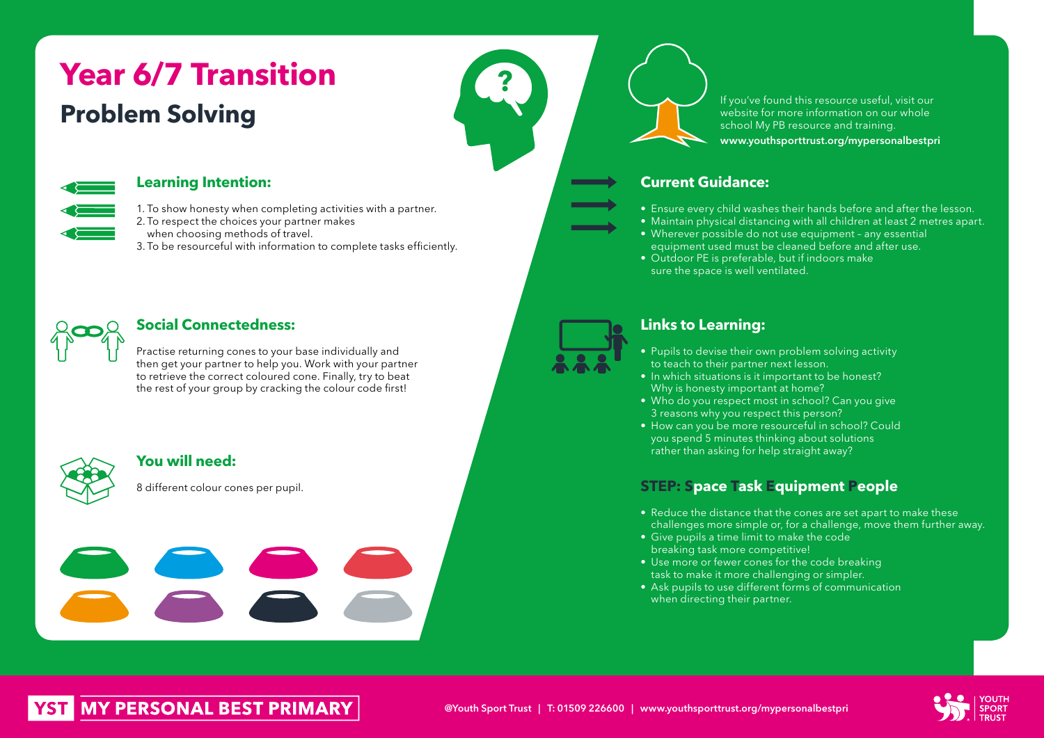# Year 6/7 Transition

## Problem Solving

### Learning Intention:

1. To show honesty when completing activities with a partner.
2. To respect the choices your partner makes when choosing methods of travel.
3. To be resourceful with information to complete tasks efficiently.

### Social Connectedness:

Practise returning cones to your base individually and then get your partner to help you. Work with your partner to retrieve the correct coloured cone. Finally, try to beat the rest of your group by cracking the colour code first!

### You will need:

8 different colour cones per pupil.

If you've found this resource useful, visit our website for more information on our whole school My PB resource and training.

**www.youthsporttrust.org/mypersonalbestpri**

### Current Guidance:

- Ensure every child washes their hands before and after the lesson.
- Maintain physical distancing with all children at least 2 metres apart.
- Wherever possible do not use equipment – any essential equipment used must be cleaned before and after use.
- Outdoor PE is preferable, but if indoors make sure the space is well ventilated.

### Links to Learning:

- Pupils to devise their own problem solving activity to teach to their partner next lesson.
- In which situations is it important to be honest? Why is honesty important at home?
- Who do you respect most in school? Can you give 3 reasons why you respect this person?
- How can you be more resourceful in school? Could you spend 5 minutes thinking about solutions rather than asking for help straight away?

### STEP: Space Task Equipment People

- Reduce the distance that the cones are set apart to make these challenges more simple or, for a challenge, move them further away.
- Give pupils a time limit to make the code breaking task more competitive!
- Use more or fewer cones for the code breaking task to make it more challenging or simpler.
- Ask pupils to use different forms of communication when directing their partner.

YST MY PERSONAL BEST PRIMARY

@Youth Sport Trust | T: 01509 226600 | www.youthsporttrust.org/mypersonalbestpri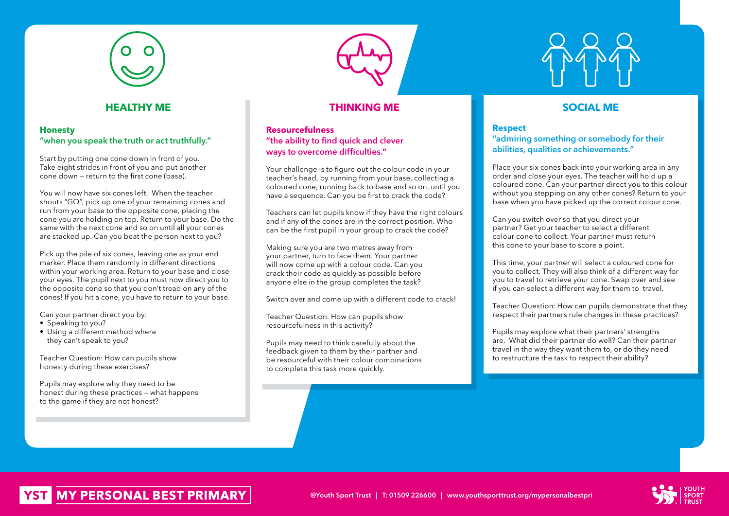## HEALTHY ME

### Honesty

**"when you speak the truth or act truthfully."**

Start by putting one cone down in front of you. Take eight strides in front of you and put another cone down – return to the first cone (base).

You will now have six cones left. When the teacher shouts "GO", pick up one of your remaining cones and run from your base to the opposite cone, placing the cone you are holding on top. Return to your base. Do the same with the next cone and so on until all your cones are stacked up. Can you beat the person next to you?

Pick up the pile of six cones, leaving one as your end marker. Place them randomly in different directions within your working area. Return to your base and close your eyes. The pupil next to you must now direct you to the opposite cone so that you don't tread on any of the cones! If you hit a cone, you have to return to your base.

Can your partner direct you by:

- Speaking to you?
- Using a different method where they can't speak to you?

Teacher Question: How can pupils show honesty during these exercises?

Pupils may explore why they need to be honest during these practices – what happens to the game if they are not honest?

## THINKING ME

### Resourcefulness

**"the ability to find quick and clever ways to overcome difficulties."**

Your challenge is to figure out the colour code in your teacher's head, by running from your base, collecting a coloured cone, running back to base and so on, until you have a sequence. Can you be first to crack the code?

Teachers can let pupils know if they have the right colours and if any of the cones are in the correct position. Who can be the first pupil in your group to crack the code?

Making sure you are two metres away from your partner, turn to face them. Your partner will now come up with a colour code. Can you crack their code as quickly as possible before anyone else in the group completes the task?

Switch over and come up with a different code to crack!

Teacher Question: How can pupils show resourcefulness in this activity?

Pupils may need to think carefully about the feedback given to them by their partner and be resourceful with their colour combinations to complete this task more quickly.

## SOCIAL ME

### Respect

**"admiring something or somebody for their abilities, qualities or achievements."**

Place your six cones back into your working area in any order and close your eyes. The teacher will hold up a coloured cone. Can your partner direct you to this colour without you stepping on any other cones? Return to your base when you have picked up the correct colour cone.

Can you switch over so that you direct your partner? Get your teacher to select a different colour cone to collect. Your partner must return this cone to your base to score a point.

This time, your partner will select a coloured cone for you to collect. They will also think of a different way for you to travel to retrieve your cone. Swap over and see if you can select a different way for them to travel.

Teacher Question: How can pupils demonstrate that they respect their partners rule changes in these practices?

Pupils may explore what their partners' strengths are. What did their partner do well? Can their partner travel in the way they want them to, or do they need to restructure the task to respect their ability?